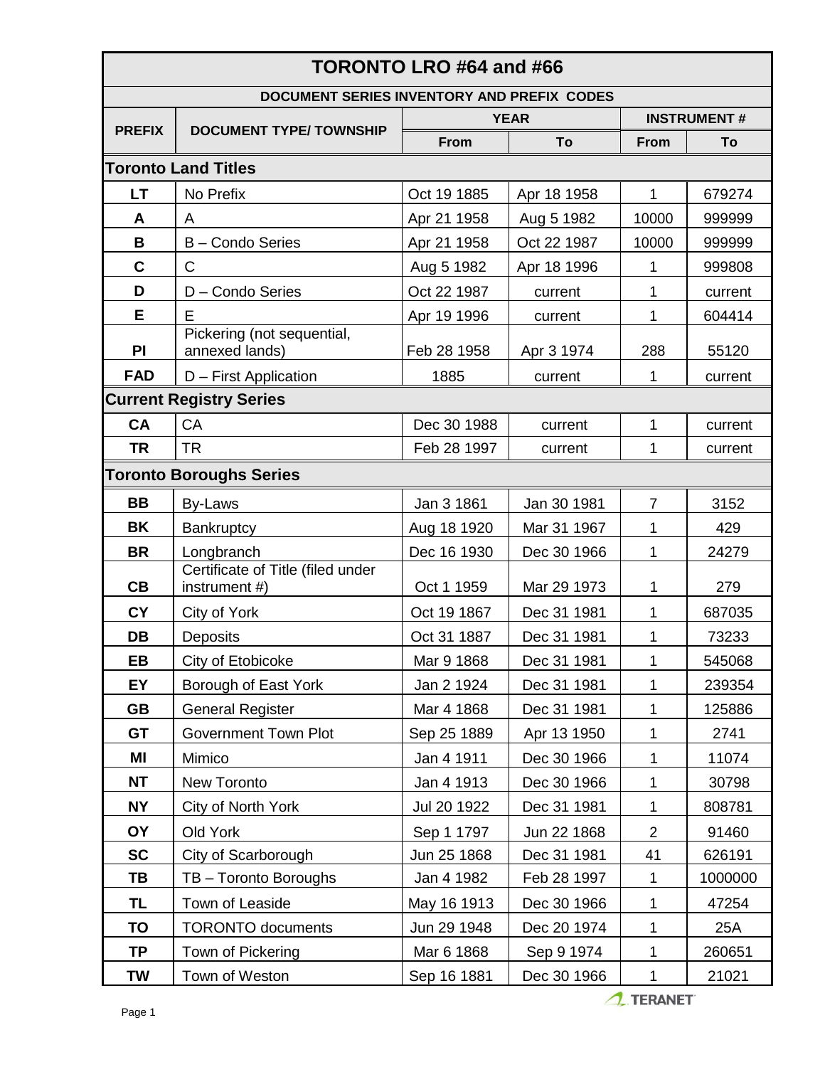# TORONTO LRO #64 and #66

## DOCUMENT SERIES INVENTORY AND PREFIX CODES

| PREFIX | DOCUMENT TYPE/ TOWNSHIP | YEAR | | INSTRUMENT # | |
|---|---|---|---|---|---|
| | | From | To | From | To |
| **Toronto Land Titles** | | | | | |
| **LT** | No Prefix | Oct 19 1885 | Apr 18 1958 | 1 | 679274 |
| **A** | A | Apr 21 1958 | Aug 5 1982 | 10000 | 999999 |
| **B** | B – Condo Series | Apr 21 1958 | Oct 22 1987 | 10000 | 999999 |
| **C** | C | Aug 5 1982 | Apr 18 1996 | 1 | 999808 |
| **D** | D – Condo Series | Oct 22 1987 | current | 1 | current |
| **E** | E | Apr 19 1996 | current | 1 | 604414 |
| **PI** | Pickering (not sequential, annexed lands) | Feb 28 1958 | Apr 3 1974 | 288 | 55120 |
| **FAD** | D – First Application | 1885 | current | 1 | current |
| **Current Registry Series** | | | | | |
| **CA** | CA | Dec 30 1988 | current | 1 | current |
| **TR** | TR | Feb 28 1997 | current | 1 | current |
| **Toronto Boroughs Series** | | | | | |
| **BB** | By-Laws | Jan 3 1861 | Jan 30 1981 | 7 | 3152 |
| **BK** | Bankruptcy | Aug 18 1920 | Mar 31 1967 | 1 | 429 |
| **BR** | Longbranch | Dec 16 1930 | Dec 30 1966 | 1 | 24279 |
| **CB** | Certificate of Title (filed under instrument #) | Oct 1 1959 | Mar 29 1973 | 1 | 279 |
| **CY** | City of York | Oct 19 1867 | Dec 31 1981 | 1 | 687035 |
| **DB** | Deposits | Oct 31 1887 | Dec 31 1981 | 1 | 73233 |
| **EB** | City of Etobicoke | Mar 9 1868 | Dec 31 1981 | 1 | 545068 |
| **EY** | Borough of East York | Jan 2 1924 | Dec 31 1981 | 1 | 239354 |
| **GB** | General Register | Mar 4 1868 | Dec 31 1981 | 1 | 125886 |
| **GT** | Government Town Plot | Sep 25 1889 | Apr 13 1950 | 1 | 2741 |
| **MI** | Mimico | Jan 4 1911 | Dec 30 1966 | 1 | 11074 |
| **NT** | New Toronto | Jan 4 1913 | Dec 30 1966 | 1 | 30798 |
| **NY** | City of North York | Jul 20 1922 | Dec 31 1981 | 1 | 808781 |
| **OY** | Old York | Sep 1 1797 | Jun 22 1868 | 2 | 91460 |
| **SC** | City of Scarborough | Jun 25 1868 | Dec 31 1981 | 41 | 626191 |
| **TB** | TB – Toronto Boroughs | Jan 4 1982 | Feb 28 1997 | 1 | 1000000 |
| **TL** | Town of Leaside | May 16 1913 | Dec 30 1966 | 1 | 47254 |
| **TO** | TORONTO documents | Jun 29 1948 | Dec 20 1974 | 1 | 25A |
| **TP** | Town of Pickering | Mar 6 1868 | Sep 9 1974 | 1 | 260651 |
| **TW** | Town of Weston | Sep 16 1881 | Dec 30 1966 | 1 | 21021 |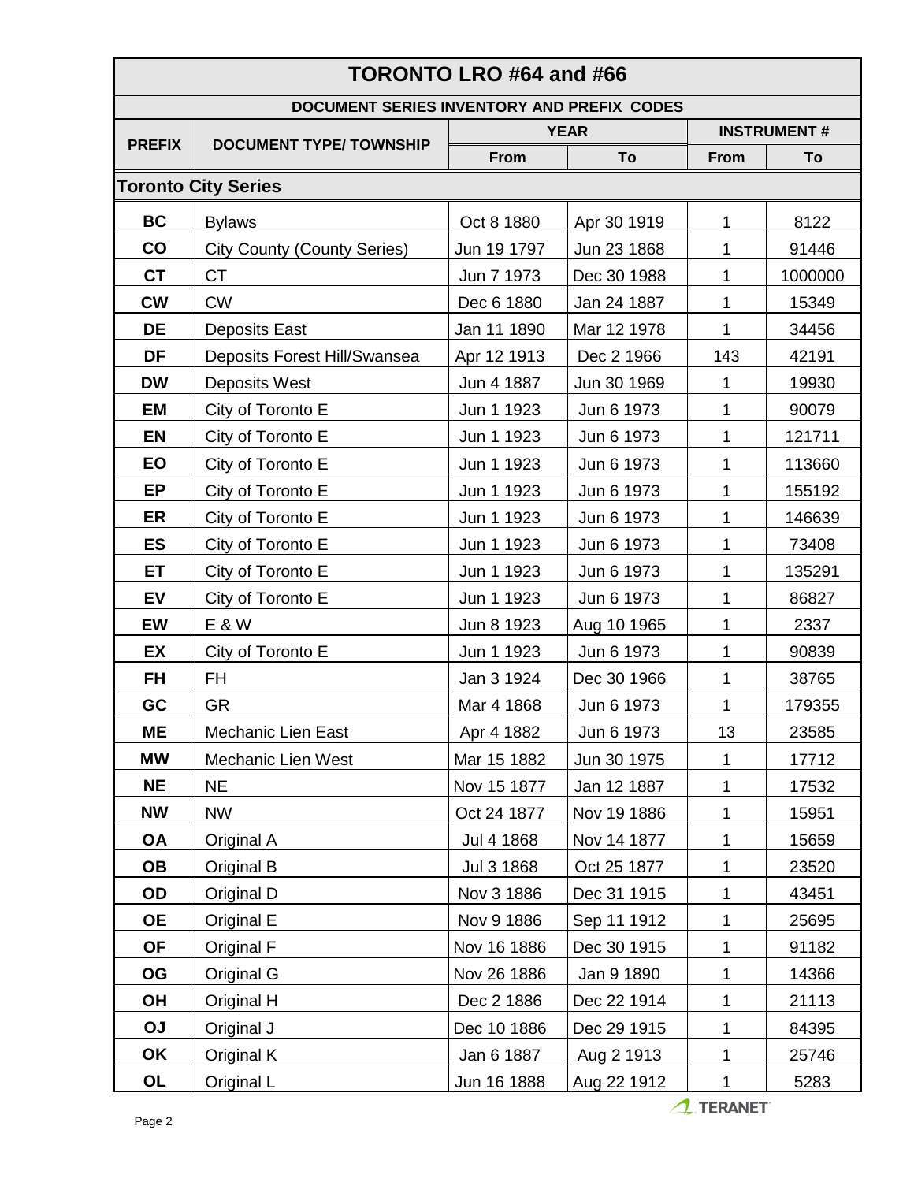# TORONTO LRO #64 and #66

## DOCUMENT SERIES INVENTORY AND PREFIX CODES

| PREFIX | DOCUMENT TYPE/ TOWNSHIP | YEAR | | INSTRUMENT # | |
|---|---|---|---|---|---|
| | | From | To | From | To |
| **Toronto City Series** | | | | | |
| **BC** | Bylaws | Oct 8 1880 | Apr 30 1919 | 1 | 8122 |
| **CO** | City County (County Series) | Jun 19 1797 | Jun 23 1868 | 1 | 91446 |
| **CT** | CT | Jun 7 1973 | Dec 30 1988 | 1 | 1000000 |
| **CW** | CW | Dec 6 1880 | Jan 24 1887 | 1 | 15349 |
| **DE** | Deposits East | Jan 11 1890 | Mar 12 1978 | 1 | 34456 |
| **DF** | Deposits Forest Hill/Swansea | Apr 12 1913 | Dec 2 1966 | 143 | 42191 |
| **DW** | Deposits West | Jun 4 1887 | Jun 30 1969 | 1 | 19930 |
| **EM** | City of Toronto E | Jun 1 1923 | Jun 6 1973 | 1 | 90079 |
| **EN** | City of Toronto E | Jun 1 1923 | Jun 6 1973 | 1 | 121711 |
| **EO** | City of Toronto E | Jun 1 1923 | Jun 6 1973 | 1 | 113660 |
| **EP** | City of Toronto E | Jun 1 1923 | Jun 6 1973 | 1 | 155192 |
| **ER** | City of Toronto E | Jun 1 1923 | Jun 6 1973 | 1 | 146639 |
| **ES** | City of Toronto E | Jun 1 1923 | Jun 6 1973 | 1 | 73408 |
| **ET** | City of Toronto E | Jun 1 1923 | Jun 6 1973 | 1 | 135291 |
| **EV** | City of Toronto E | Jun 1 1923 | Jun 6 1973 | 1 | 86827 |
| **EW** | E & W | Jun 8 1923 | Aug 10 1965 | 1 | 2337 |
| **EX** | City of Toronto E | Jun 1 1923 | Jun 6 1973 | 1 | 90839 |
| **FH** | FH | Jan 3 1924 | Dec 30 1966 | 1 | 38765 |
| **GC** | GR | Mar 4 1868 | Jun 6 1973 | 1 | 179355 |
| **ME** | Mechanic Lien East | Apr 4 1882 | Jun 6 1973 | 13 | 23585 |
| **MW** | Mechanic Lien West | Mar 15 1882 | Jun 30 1975 | 1 | 17712 |
| **NE** | NE | Nov 15 1877 | Jan 12 1887 | 1 | 17532 |
| **NW** | NW | Oct 24 1877 | Nov 19 1886 | 1 | 15951 |
| **OA** | Original A | Jul 4 1868 | Nov 14 1877 | 1 | 15659 |
| **OB** | Original B | Jul 3 1868 | Oct 25 1877 | 1 | 23520 |
| **OD** | Original D | Nov 3 1886 | Dec 31 1915 | 1 | 43451 |
| **OE** | Original E | Nov 9 1886 | Sep 11 1912 | 1 | 25695 |
| **OF** | Original F | Nov 16 1886 | Dec 30 1915 | 1 | 91182 |
| **OG** | Original G | Nov 26 1886 | Jan 9 1890 | 1 | 14366 |
| **OH** | Original H | Dec 2 1886 | Dec 22 1914 | 1 | 21113 |
| **OJ** | Original J | Dec 10 1886 | Dec 29 1915 | 1 | 84395 |
| **OK** | Original K | Jan 6 1887 | Aug 2 1913 | 1 | 25746 |
| **OL** | Original L | Jun 16 1888 | Aug 22 1912 | 1 | 5283 |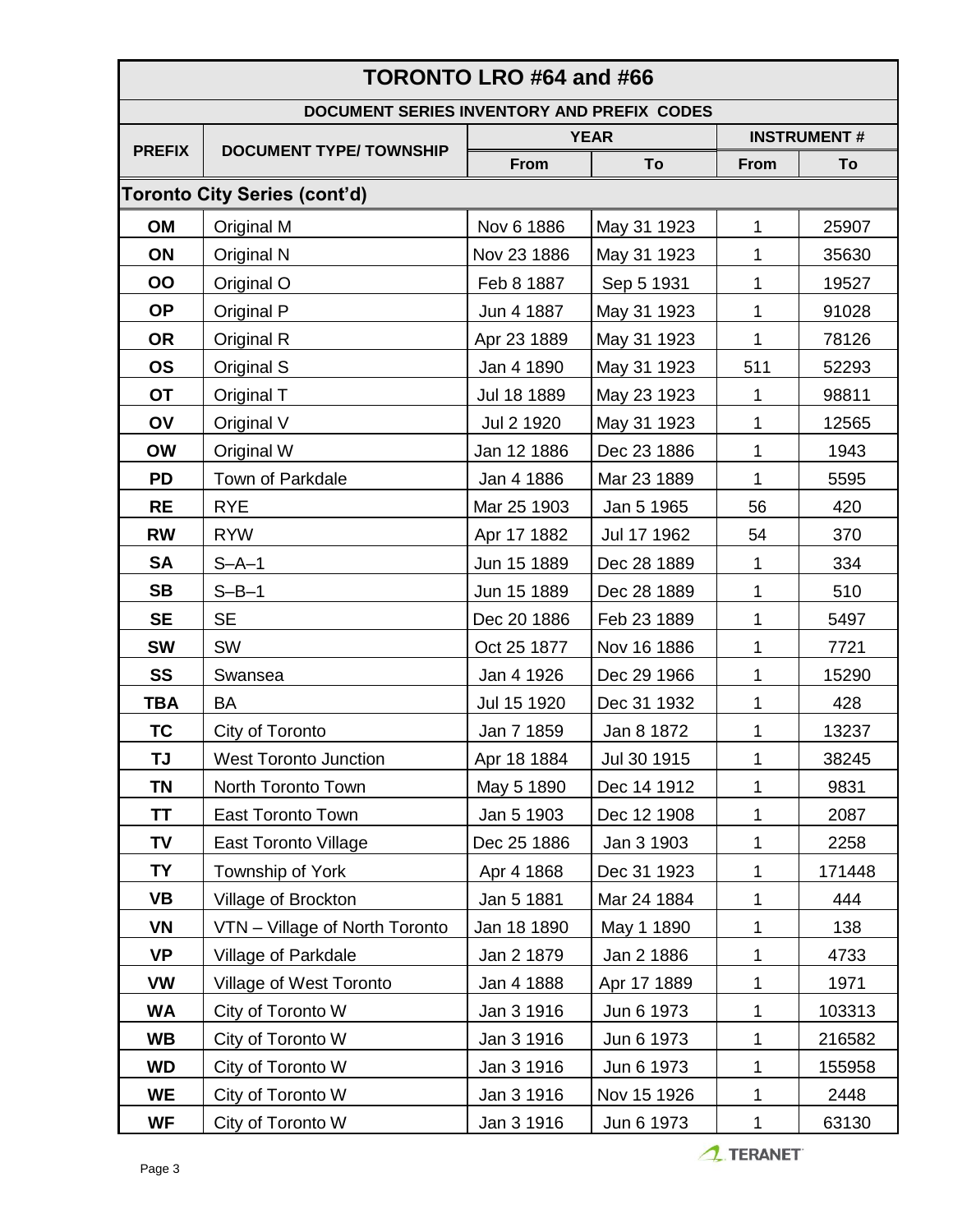# TORONTO LRO #64 and #66

## DOCUMENT SERIES INVENTORY AND PREFIX CODES

| PREFIX | DOCUMENT TYPE/ TOWNSHIP | YEAR | | INSTRUMENT # | |
|---|---|---|---|---|---|
| | | From | To | From | To |
| **Toronto City Series (cont'd)** | | | | | |
| **OM** | Original M | Nov 6 1886 | May 31 1923 | 1 | 25907 |
| **ON** | Original N | Nov 23 1886 | May 31 1923 | 1 | 35630 |
| **OO** | Original O | Feb 8 1887 | Sep 5 1931 | 1 | 19527 |
| **OP** | Original P | Jun 4 1887 | May 31 1923 | 1 | 91028 |
| **OR** | Original R | Apr 23 1889 | May 31 1923 | 1 | 78126 |
| **OS** | Original S | Jan 4 1890 | May 31 1923 | 511 | 52293 |
| **OT** | Original T | Jul 18 1889 | May 23 1923 | 1 | 98811 |
| **OV** | Original V | Jul 2 1920 | May 31 1923 | 1 | 12565 |
| **OW** | Original W | Jan 12 1886 | Dec 23 1886 | 1 | 1943 |
| **PD** | Town of Parkdale | Jan 4 1886 | Mar 23 1889 | 1 | 5595 |
| **RE** | RYE | Mar 25 1903 | Jan 5 1965 | 56 | 420 |
| **RW** | RYW | Apr 17 1882 | Jul 17 1962 | 54 | 370 |
| **SA** | S–A–1 | Jun 15 1889 | Dec 28 1889 | 1 | 334 |
| **SB** | S–B–1 | Jun 15 1889 | Dec 28 1889 | 1 | 510 |
| **SE** | SE | Dec 20 1886 | Feb 23 1889 | 1 | 5497 |
| **SW** | SW | Oct 25 1877 | Nov 16 1886 | 1 | 7721 |
| **SS** | Swansea | Jan 4 1926 | Dec 29 1966 | 1 | 15290 |
| **TBA** | BA | Jul 15 1920 | Dec 31 1932 | 1 | 428 |
| **TC** | City of Toronto | Jan 7 1859 | Jan 8 1872 | 1 | 13237 |
| **TJ** | West Toronto Junction | Apr 18 1884 | Jul 30 1915 | 1 | 38245 |
| **TN** | North Toronto Town | May 5 1890 | Dec 14 1912 | 1 | 9831 |
| **TT** | East Toronto Town | Jan 5 1903 | Dec 12 1908 | 1 | 2087 |
| **TV** | East Toronto Village | Dec 25 1886 | Jan 3 1903 | 1 | 2258 |
| **TY** | Township of York | Apr 4 1868 | Dec 31 1923 | 1 | 171448 |
| **VB** | Village of Brockton | Jan 5 1881 | Mar 24 1884 | 1 | 444 |
| **VN** | VTN – Village of North Toronto | Jan 18 1890 | May 1 1890 | 1 | 138 |
| **VP** | Village of Parkdale | Jan 2 1879 | Jan 2 1886 | 1 | 4733 |
| **VW** | Village of West Toronto | Jan 4 1888 | Apr 17 1889 | 1 | 1971 |
| **WA** | City of Toronto W | Jan 3 1916 | Jun 6 1973 | 1 | 103313 |
| **WB** | City of Toronto W | Jan 3 1916 | Jun 6 1973 | 1 | 216582 |
| **WD** | City of Toronto W | Jan 3 1916 | Jun 6 1973 | 1 | 155958 |
| **WE** | City of Toronto W | Jan 3 1916 | Nov 15 1926 | 1 | 2448 |
| **WF** | City of Toronto W | Jan 3 1916 | Jun 6 1973 | 1 | 63130 |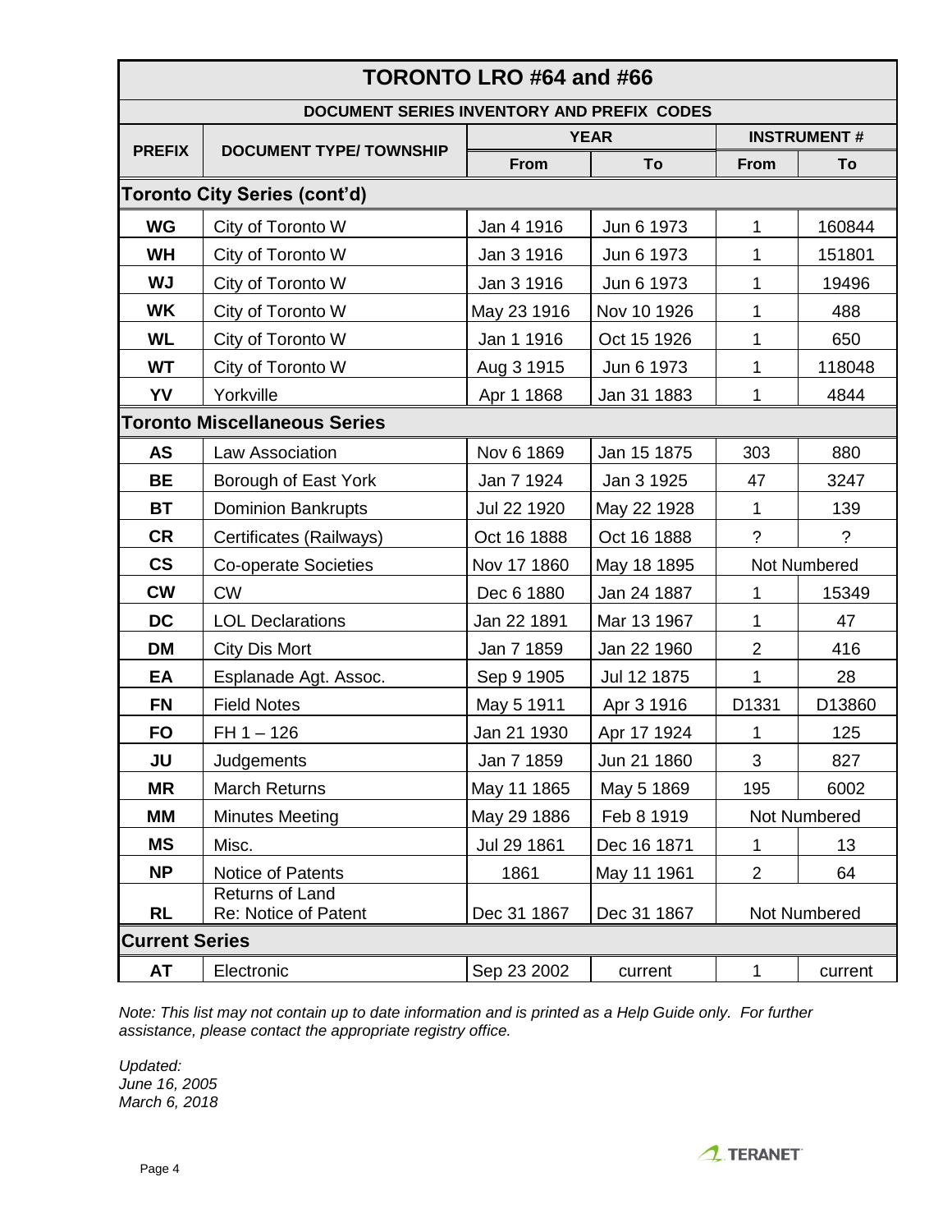| TORONTO LRO #64 and #66 | | | | | |
|---|---|---|---|---|---|
| DOCUMENT SERIES INVENTORY AND PREFIX CODES | | | | | |
| PREFIX | DOCUMENT TYPE/ TOWNSHIP | YEAR | | INSTRUMENT # | |
| | | From | To | From | To |
| **Toronto City Series (cont'd)** | | | | | |
| **WG** | City of Toronto W | Jan 4 1916 | Jun 6 1973 | 1 | 160844 |
| **WH** | City of Toronto W | Jan 3 1916 | Jun 6 1973 | 1 | 151801 |
| **WJ** | City of Toronto W | Jan 3 1916 | Jun 6 1973 | 1 | 19496 |
| **WK** | City of Toronto W | May 23 1916 | Nov 10 1926 | 1 | 488 |
| **WL** | City of Toronto W | Jan 1 1916 | Oct 15 1926 | 1 | 650 |
| **WT** | City of Toronto W | Aug 3 1915 | Jun 6 1973 | 1 | 118048 |
| **YV** | Yorkville | Apr 1 1868 | Jan 31 1883 | 1 | 4844 |
| **Toronto Miscellaneous Series** | | | | | |
| **AS** | Law Association | Nov 6 1869 | Jan 15 1875 | 303 | 880 |
| **BE** | Borough of East York | Jan 7 1924 | Jan 3 1925 | 47 | 3247 |
| **BT** | Dominion Bankrupts | Jul 22 1920 | May 22 1928 | 1 | 139 |
| **CR** | Certificates (Railways) | Oct 16 1888 | Oct 16 1888 | ? | ? |
| **CS** | Co-operate Societies | Nov 17 1860 | May 18 1895 | Not Numbered | |
| **CW** | CW | Dec 6 1880 | Jan 24 1887 | 1 | 15349 |
| **DC** | LOL Declarations | Jan 22 1891 | Mar 13 1967 | 1 | 47 |
| **DM** | City Dis Mort | Jan 7 1859 | Jan 22 1960 | 2 | 416 |
| **EA** | Esplanade Agt. Assoc. | Sep 9 1905 | Jul 12 1875 | 1 | 28 |
| **FN** | Field Notes | May 5 1911 | Apr 3 1916 | D1331 | D13860 |
| **FO** | FH 1 – 126 | Jan 21 1930 | Apr 17 1924 | 1 | 125 |
| **JU** | Judgements | Jan 7 1859 | Jun 21 1860 | 3 | 827 |
| **MR** | March Returns | May 11 1865 | May 5 1869 | 195 | 6002 |
| **MM** | Minutes Meeting | May 29 1886 | Feb 8 1919 | Not Numbered | |
| **MS** | Misc. | Jul 29 1861 | Dec 16 1871 | 1 | 13 |
| **NP** | Notice of Patents | 1861 | May 11 1961 | 2 | 64 |
| **RL** | Returns of Land Re: Notice of Patent | Dec 31 1867 | Dec 31 1867 | Not Numbered | |
| **Current Series** | | | | | |
| **AT** | Electronic | Sep 23 2002 | current | 1 | current |

*Note: This list may not contain up to date information and is printed as a Help Guide only. For further assistance, please contact the appropriate registry office.*

*Updated:*
*June 16, 2005*
*March 6, 2018*

TERANET